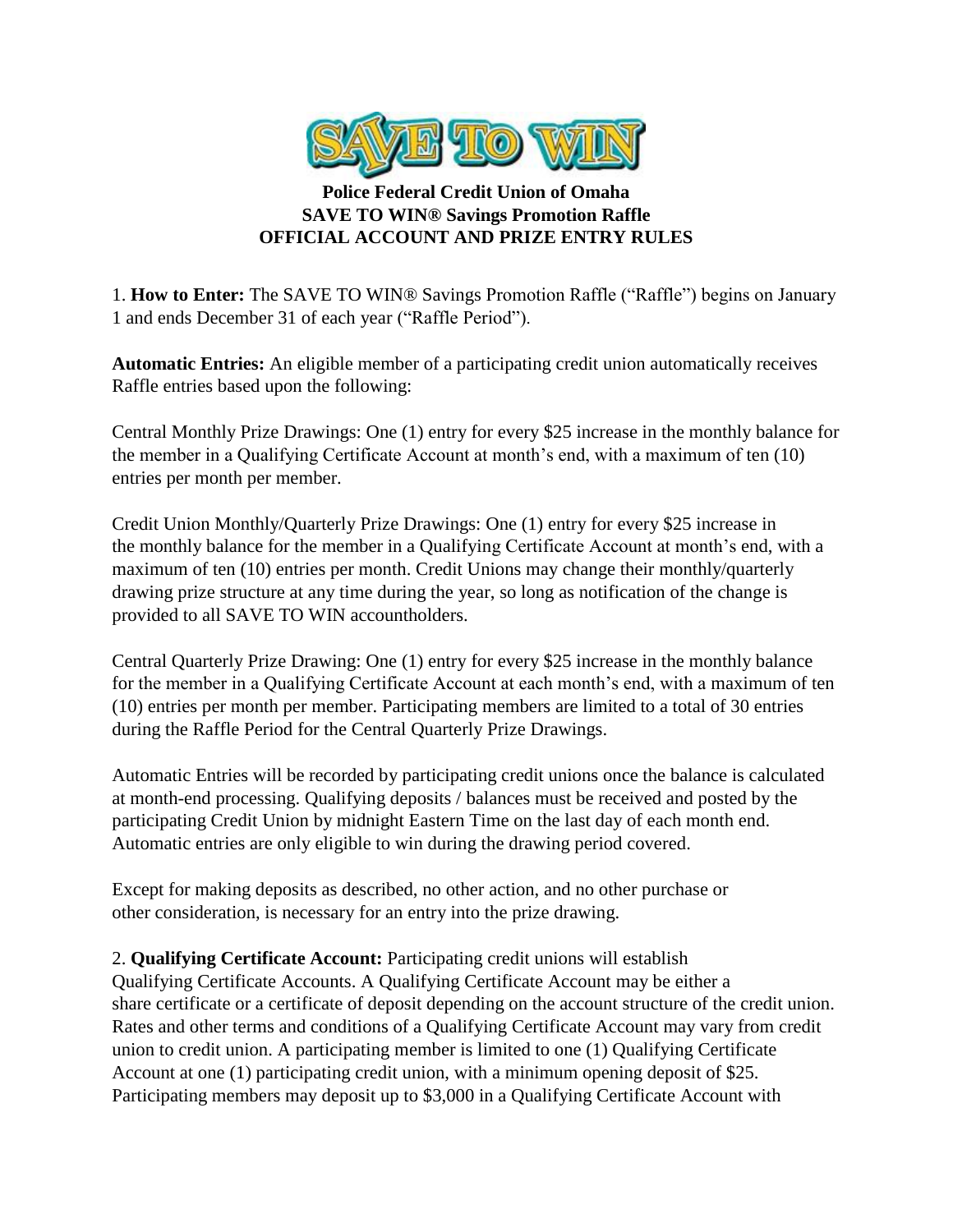# SAVE TO WIN

**Police Federal Credit Union of Omaha**
**SAVE TO WIN® Savings Promotion Raffle**
**OFFICIAL ACCOUNT AND PRIZE ENTRY RULES**

1. **How to Enter:** The SAVE TO WIN® Savings Promotion Raffle ("Raffle") begins on January 1 and ends December 31 of each year ("Raffle Period").

**Automatic Entries:** An eligible member of a participating credit union automatically receives Raffle entries based upon the following:

Central Monthly Prize Drawings: One (1) entry for every $25 increase in the monthly balance for the member in a Qualifying Certificate Account at month's end, with a maximum of ten (10) entries per month per member.

Credit Union Monthly/Quarterly Prize Drawings: One (1) entry for every $25 increase in the monthly balance for the member in a Qualifying Certificate Account at month's end, with a maximum of ten (10) entries per month. Credit Unions may change their monthly/quarterly drawing prize structure at any time during the year, so long as notification of the change is provided to all SAVE TO WIN accountholders.

Central Quarterly Prize Drawing: One (1) entry for every $25 increase in the monthly balance for the member in a Qualifying Certificate Account at each month's end, with a maximum of ten (10) entries per month per member. Participating members are limited to a total of 30 entries during the Raffle Period for the Central Quarterly Prize Drawings.

Automatic Entries will be recorded by participating credit unions once the balance is calculated at month-end processing. Qualifying deposits / balances must be received and posted by the participating Credit Union by midnight Eastern Time on the last day of each month end. Automatic entries are only eligible to win during the drawing period covered.

Except for making deposits as described, no other action, and no other purchase or other consideration, is necessary for an entry into the prize drawing.

2. **Qualifying Certificate Account:** Participating credit unions will establish Qualifying Certificate Accounts. A Qualifying Certificate Account may be either a share certificate or a certificate of deposit depending on the account structure of the credit union. Rates and other terms and conditions of a Qualifying Certificate Account may vary from credit union to credit union. A participating member is limited to one (1) Qualifying Certificate Account at one (1) participating credit union, with a minimum opening deposit of $25. Participating members may deposit up to $3,000 in a Qualifying Certificate Account with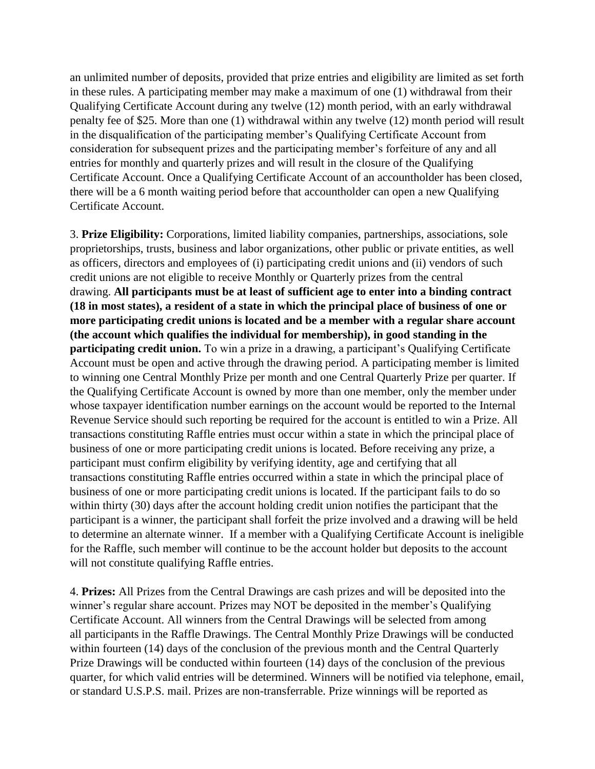an unlimited number of deposits, provided that prize entries and eligibility are limited as set forth in these rules. A participating member may make a maximum of one (1) withdrawal from their Qualifying Certificate Account during any twelve (12) month period, with an early withdrawal penalty fee of $25. More than one (1) withdrawal within any twelve (12) month period will result in the disqualification of the participating member's Qualifying Certificate Account from consideration for subsequent prizes and the participating member's forfeiture of any and all entries for monthly and quarterly prizes and will result in the closure of the Qualifying Certificate Account. Once a Qualifying Certificate Account of an accountholder has been closed, there will be a 6 month waiting period before that accountholder can open a new Qualifying Certificate Account.

3. **Prize Eligibility:** Corporations, limited liability companies, partnerships, associations, sole proprietorships, trusts, business and labor organizations, other public or private entities, as well as officers, directors and employees of (i) participating credit unions and (ii) vendors of such credit unions are not eligible to receive Monthly or Quarterly prizes from the central drawing. **All participants must be at least of sufficient age to enter into a binding contract (18 in most states), a resident of a state in which the principal place of business of one or more participating credit unions is located and be a member with a regular share account (the account which qualifies the individual for membership), in good standing in the participating credit union.** To win a prize in a drawing, a participant's Qualifying Certificate Account must be open and active through the drawing period. A participating member is limited to winning one Central Monthly Prize per month and one Central Quarterly Prize per quarter. If the Qualifying Certificate Account is owned by more than one member, only the member under whose taxpayer identification number earnings on the account would be reported to the Internal Revenue Service should such reporting be required for the account is entitled to win a Prize. All transactions constituting Raffle entries must occur within a state in which the principal place of business of one or more participating credit unions is located. Before receiving any prize, a participant must confirm eligibility by verifying identity, age and certifying that all transactions constituting Raffle entries occurred within a state in which the principal place of business of one or more participating credit unions is located. If the participant fails to do so within thirty (30) days after the account holding credit union notifies the participant that the participant is a winner, the participant shall forfeit the prize involved and a drawing will be held to determine an alternate winner. If a member with a Qualifying Certificate Account is ineligible for the Raffle, such member will continue to be the account holder but deposits to the account will not constitute qualifying Raffle entries.

4. **Prizes:** All Prizes from the Central Drawings are cash prizes and will be deposited into the winner's regular share account. Prizes may NOT be deposited in the member's Qualifying Certificate Account. All winners from the Central Drawings will be selected from among all participants in the Raffle Drawings. The Central Monthly Prize Drawings will be conducted within fourteen (14) days of the conclusion of the previous month and the Central Quarterly Prize Drawings will be conducted within fourteen (14) days of the conclusion of the previous quarter, for which valid entries will be determined. Winners will be notified via telephone, email, or standard U.S.P.S. mail. Prizes are non-transferrable. Prize winnings will be reported as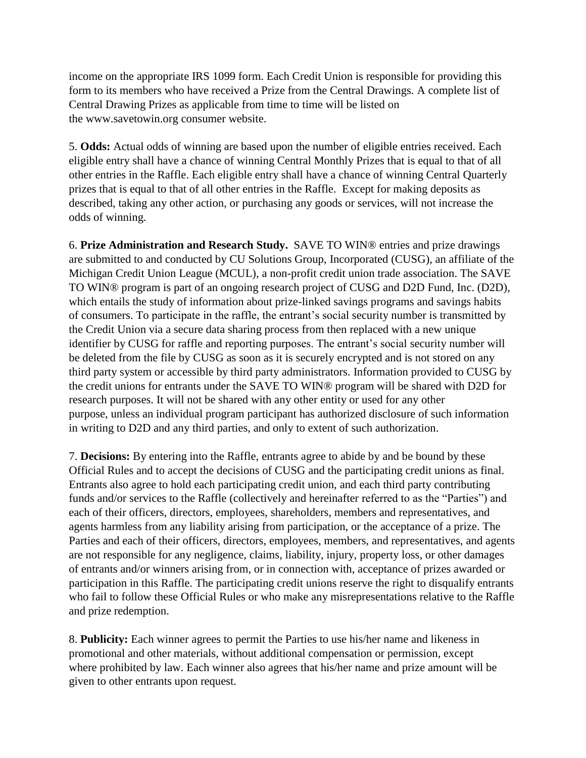income on the appropriate IRS 1099 form. Each Credit Union is responsible for providing this form to its members who have received a Prize from the Central Drawings. A complete list of Central Drawing Prizes as applicable from time to time will be listed on the www.savetowin.org consumer website.

5. **Odds:** Actual odds of winning are based upon the number of eligible entries received. Each eligible entry shall have a chance of winning Central Monthly Prizes that is equal to that of all other entries in the Raffle. Each eligible entry shall have a chance of winning Central Quarterly prizes that is equal to that of all other entries in the Raffle. Except for making deposits as described, taking any other action, or purchasing any goods or services, will not increase the odds of winning.

6. **Prize Administration and Research Study.** SAVE TO WIN® entries and prize drawings are submitted to and conducted by CU Solutions Group, Incorporated (CUSG), an affiliate of the Michigan Credit Union League (MCUL), a non-profit credit union trade association. The SAVE TO WIN® program is part of an ongoing research project of CUSG and D2D Fund, Inc. (D2D), which entails the study of information about prize-linked savings programs and savings habits of consumers. To participate in the raffle, the entrant's social security number is transmitted by the Credit Union via a secure data sharing process from then replaced with a new unique identifier by CUSG for raffle and reporting purposes. The entrant's social security number will be deleted from the file by CUSG as soon as it is securely encrypted and is not stored on any third party system or accessible by third party administrators. Information provided to CUSG by the credit unions for entrants under the SAVE TO WIN® program will be shared with D2D for research purposes. It will not be shared with any other entity or used for any other purpose, unless an individual program participant has authorized disclosure of such information in writing to D2D and any third parties, and only to extent of such authorization.

7. **Decisions:** By entering into the Raffle, entrants agree to abide by and be bound by these Official Rules and to accept the decisions of CUSG and the participating credit unions as final. Entrants also agree to hold each participating credit union, and each third party contributing funds and/or services to the Raffle (collectively and hereinafter referred to as the "Parties") and each of their officers, directors, employees, shareholders, members and representatives, and agents harmless from any liability arising from participation, or the acceptance of a prize. The Parties and each of their officers, directors, employees, members, and representatives, and agents are not responsible for any negligence, claims, liability, injury, property loss, or other damages of entrants and/or winners arising from, or in connection with, acceptance of prizes awarded or participation in this Raffle. The participating credit unions reserve the right to disqualify entrants who fail to follow these Official Rules or who make any misrepresentations relative to the Raffle and prize redemption.

8. **Publicity:** Each winner agrees to permit the Parties to use his/her name and likeness in promotional and other materials, without additional compensation or permission, except where prohibited by law. Each winner also agrees that his/her name and prize amount will be given to other entrants upon request.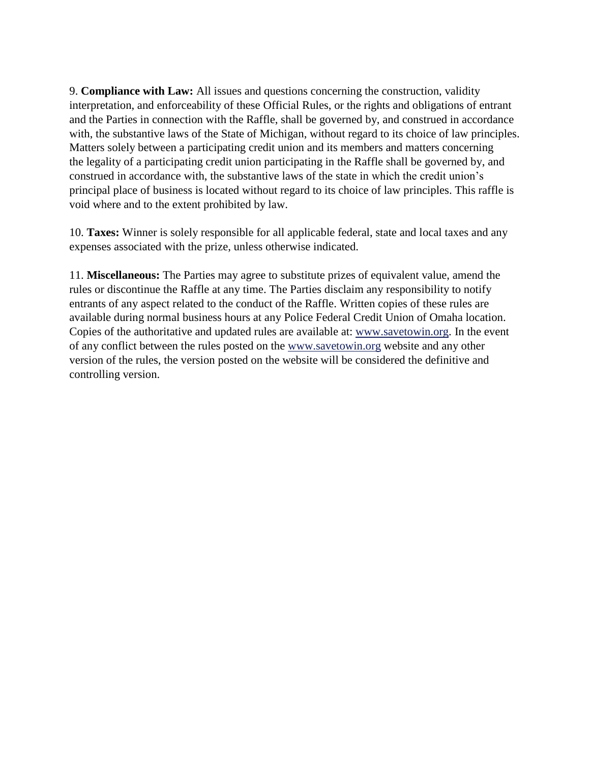9. **Compliance with Law:** All issues and questions concerning the construction, validity interpretation, and enforceability of these Official Rules, or the rights and obligations of entrant and the Parties in connection with the Raffle, shall be governed by, and construed in accordance with, the substantive laws of the State of Michigan, without regard to its choice of law principles. Matters solely between a participating credit union and its members and matters concerning the legality of a participating credit union participating in the Raffle shall be governed by, and construed in accordance with, the substantive laws of the state in which the credit union's principal place of business is located without regard to its choice of law principles. This raffle is void where and to the extent prohibited by law.

10. **Taxes:** Winner is solely responsible for all applicable federal, state and local taxes and any expenses associated with the prize, unless otherwise indicated.

11. **Miscellaneous:** The Parties may agree to substitute prizes of equivalent value, amend the rules or discontinue the Raffle at any time. The Parties disclaim any responsibility to notify entrants of any aspect related to the conduct of the Raffle. Written copies of these rules are available during normal business hours at any Police Federal Credit Union of Omaha location. Copies of the authoritative and updated rules are available at: www.savetowin.org. In the event of any conflict between the rules posted on the www.savetowin.org website and any other version of the rules, the version posted on the website will be considered the definitive and controlling version.